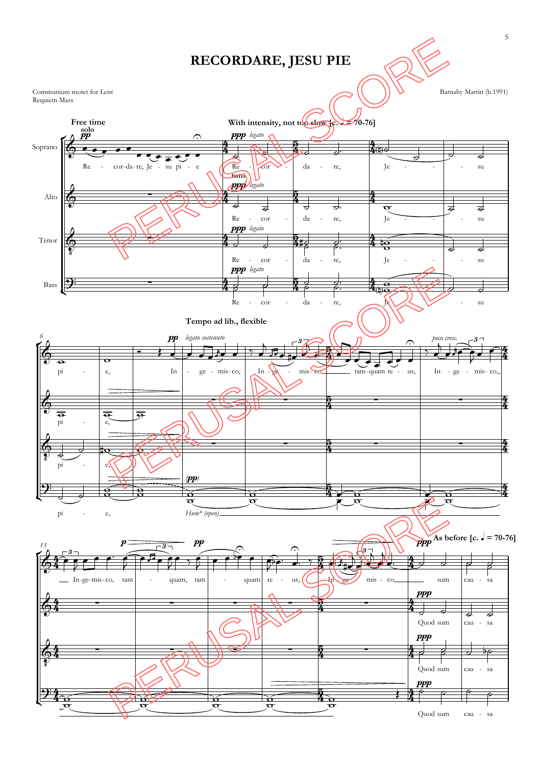# RECORDARE, JESU PIE

Communium motet for Lent
Requiem Mass

Barnaby Martin (b.1991)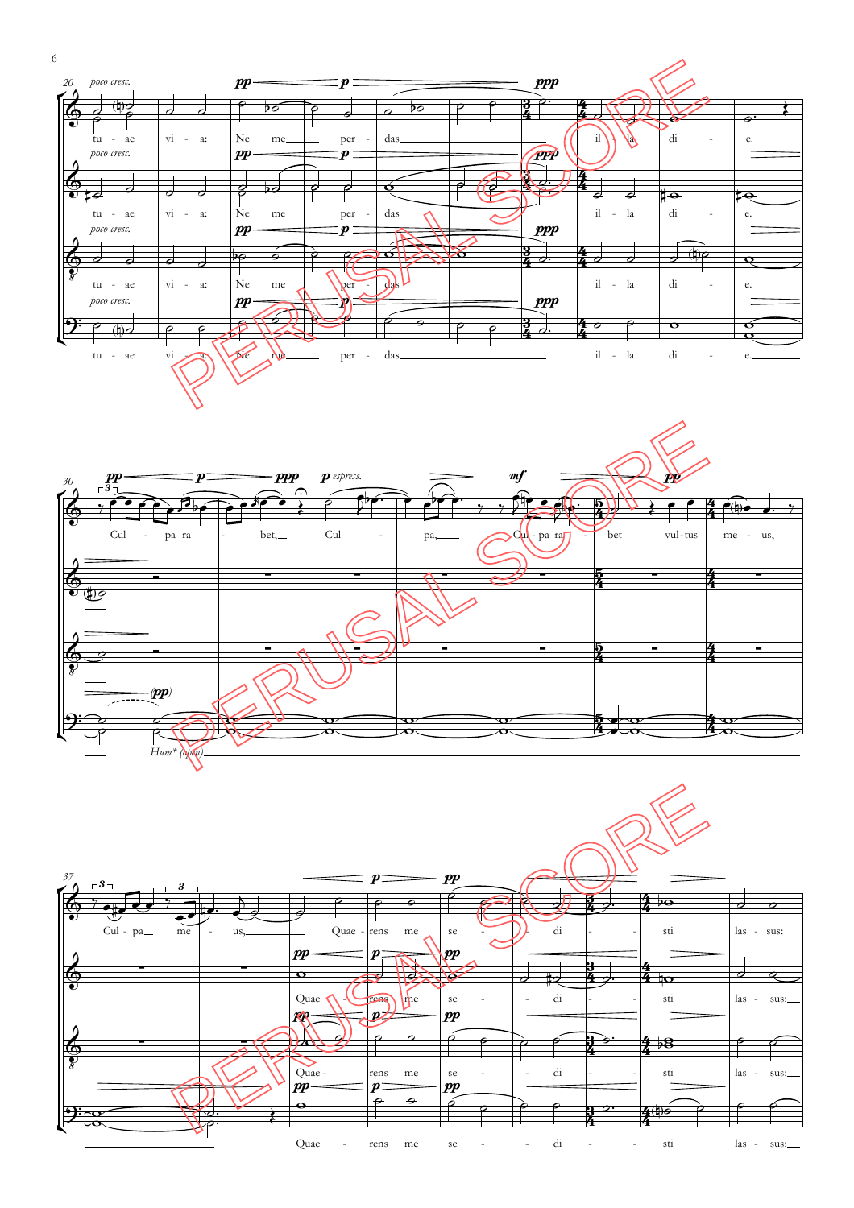*poco cresc.*

tu - ae vi - a: Ne me per - das il - la di - e.

Cul - pa ra - bet, Cul - pa, Cul - pa ra - bet vul - tus me - us,

*Hum\* (open)*

Cul - pa me - us, Quae - rens me se - di - sti las - sus: